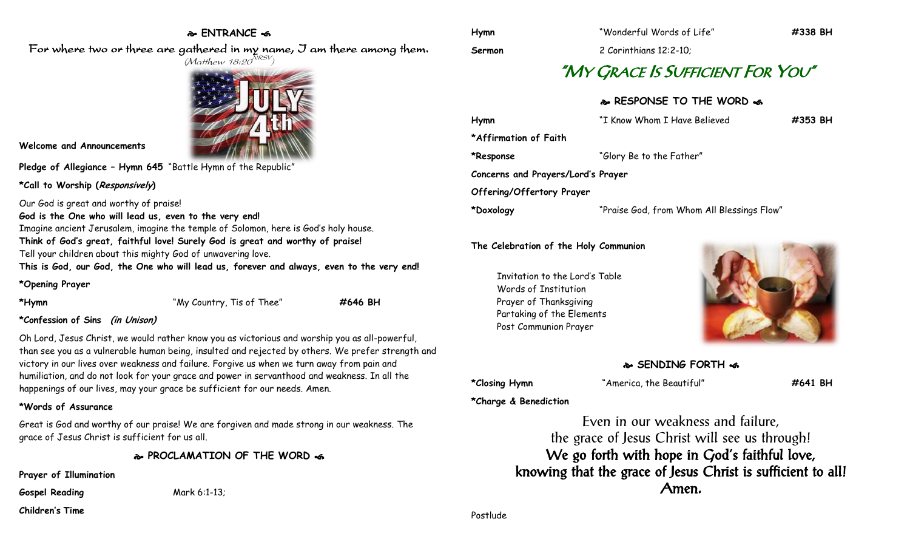## ❧ ENTRANCE ☙

For where two or three are gathered in my name, I am there among them.
*(Matthew 18:20 NRSV)*

**Welcome and Announcements**

**Pledge of Allegiance – Hymn 645** "Battle Hymn of the Republic"

**\*Call to Worship (*Responsively*)**

Our God is great and worthy of praise!
**God is the One who will lead us, even to the very end!**
Imagine ancient Jerusalem, imagine the temple of Solomon, here is God's holy house.
**Think of God's great, faithful love! Surely God is great and worthy of praise!**
Tell your children about this mighty God of unwavering love.
**This is God, our God, the One who will lead us, forever and always, even to the very end!**

**\*Opening Prayer**

**\*Hymn** "My Country, Tis of Thee" **#646 BH**

**\*Confession of Sins *(in Unison)***

Oh Lord, Jesus Christ, we would rather know you as victorious and worship you as all-powerful, than see you as a vulnerable human being, insulted and rejected by others. We prefer strength and victory in our lives over weakness and failure. Forgive us when we turn away from pain and humiliation, and do not look for your grace and power in servanthood and weakness. In all the happenings of our lives, may your grace be sufficient for our needs. Amen.

**\*Words of Assurance**

Great is God and worthy of our praise! We are forgiven and made strong in our weakness. The grace of Jesus Christ is sufficient for us all.

## ❧ PROCLAMATION OF THE WORD ☙

**Prayer of Illumination**

**Gospel Reading** Mark 6:1-13;

**Children's Time**

**Hymn** "Wonderful Words of Life" **#338 BH**

**Sermon** 2 Corinthians 12:2-10;

# "MY GRACE IS SUFFICIENT FOR YOU"

## ❧ RESPONSE TO THE WORD ☙

**Hymn** "I Know Whom I Have Believed **#353 BH**

**\*Affirmation of Faith**

**\*Response** "Glory Be to the Father"

**Concerns and Prayers/Lord's Prayer**

**Offering/Offertory Prayer**

**\*Doxology** "Praise God, from Whom All Blessings Flow"

**The Celebration of the Holy Communion**

Invitation to the Lord's Table
Words of Institution
Prayer of Thanksgiving
Partaking of the Elements
Post Communion Prayer

## ❧ SENDING FORTH ☙

**\*Closing Hymn** "America, the Beautiful" **#641 BH**

**\*Charge & Benediction**

Even in our weakness and failure,
the grace of Jesus Christ will see us through!
**We go forth with hope in God's faithful love,
knowing that the grace of Jesus Christ is sufficient to all!
Amen.**

Postlude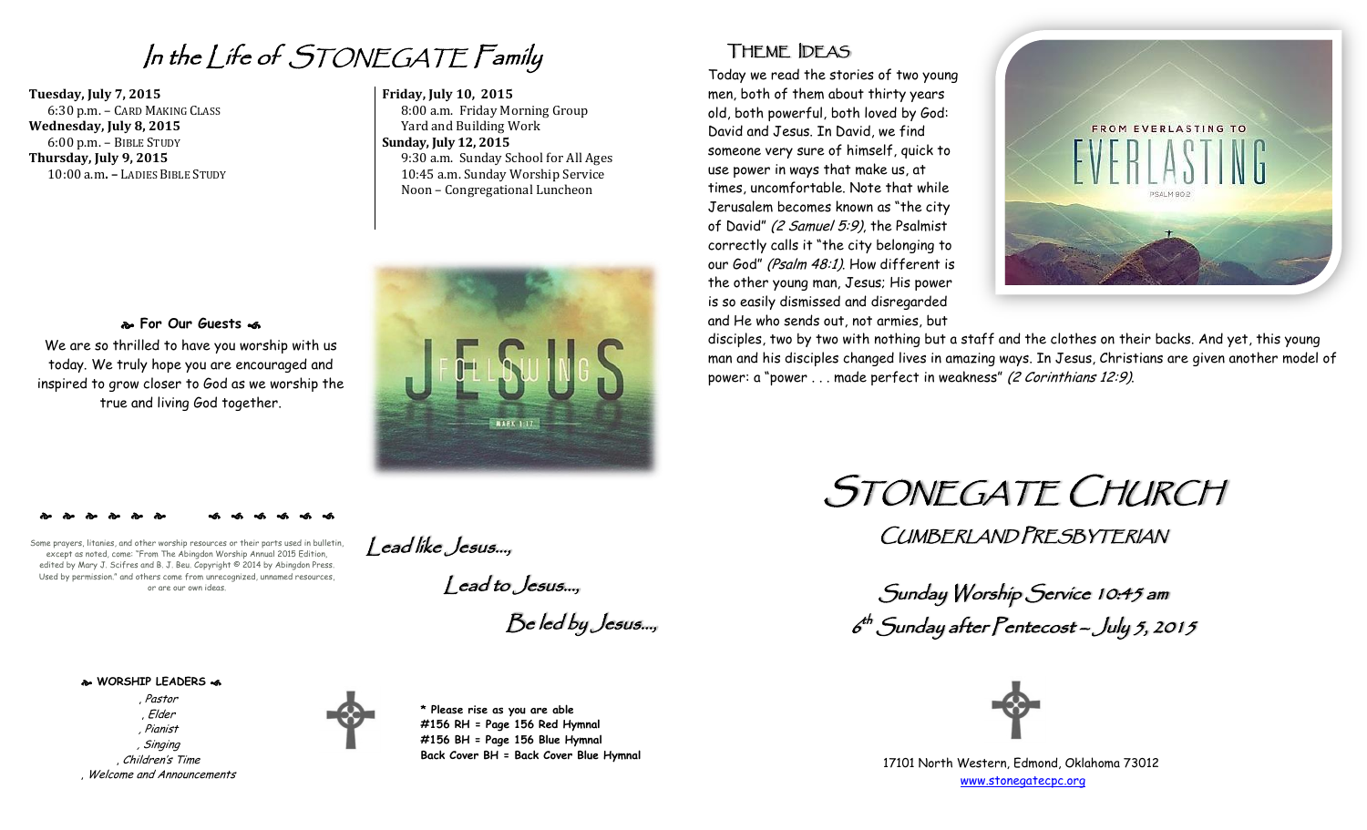# In the Life of STONEGATE Family

**Tuesday, July 7, 2015**
6:30 p.m. – CARD MAKING CLASS

**Wednesday, July 8, 2015**
6:00 p.m. – BIBLE STUDY

**Thursday, July 9, 2015**
10:00 a.m. – LADIES BIBLE STUDY

**Friday, July 10, 2015**
8:00 a.m. Friday Morning Group
Yard and Building Work

**Sunday, July 12, 2015**
9:30 a.m. Sunday School for All Ages
10:45 a.m. Sunday Worship Service
Noon – Congregational Luncheon

**For Our Guests**

We are so thrilled to have you worship with us today. We truly hope you are encouraged and inspired to grow closer to God as we worship the true and living God together.

Some prayers, litanies, and other worship resources or their parts used in bulletin, except as noted, come: "From The Abingdon Worship Annual 2015 Edition, edited by Mary J. Scifres and B. J. Beu. Copyright © 2014 by Abingdon Press. Used by permission." and others come from unrecognized, unnamed resources, or are our own ideas.

Lead like Jesus…,
Lead to Jesus…,
Be led by Jesus…,

**WORSHIP LEADERS**

*, Pastor*
*, Elder*
*, Pianist*
*, Singing*
*, Children's Time*
*, Welcome and Announcements*

**\* Please rise as you are able**
**#156 RH = Page 156 Red Hymnal**
**#156 BH = Page 156 Blue Hymnal**
**Back Cover BH = Back Cover Blue Hymnal**

## THEME IDEAS

Today we read the stories of two young men, both of them about thirty years old, both powerful, both loved by God: David and Jesus. In David, we find someone very sure of himself, quick to use power in ways that make us, at times, uncomfortable. Note that while Jerusalem becomes known as "the city of David" *(2 Samuel 5:9)*, the Psalmist correctly calls it "the city belonging to our God" *(Psalm 48:1)*. How different is the other young man, Jesus; His power is so easily dismissed and disregarded and He who sends out, not armies, but disciples, two by two with nothing but a staff and the clothes on their backs. And yet, this young man and his disciples changed lives in amazing ways. In Jesus, Christians are given another model of power: a "power . . . made perfect in weakness" *(2 Corinthians 12:9)*.

# STONEGATE CHURCH

## CUMBERLAND PRESBYTERIAN

Sunday Worship Service 10:45 am
6th Sunday after Pentecost – July 5, 2015

17101 North Western, Edmond, Oklahoma 73012
www.stonegatecpc.org